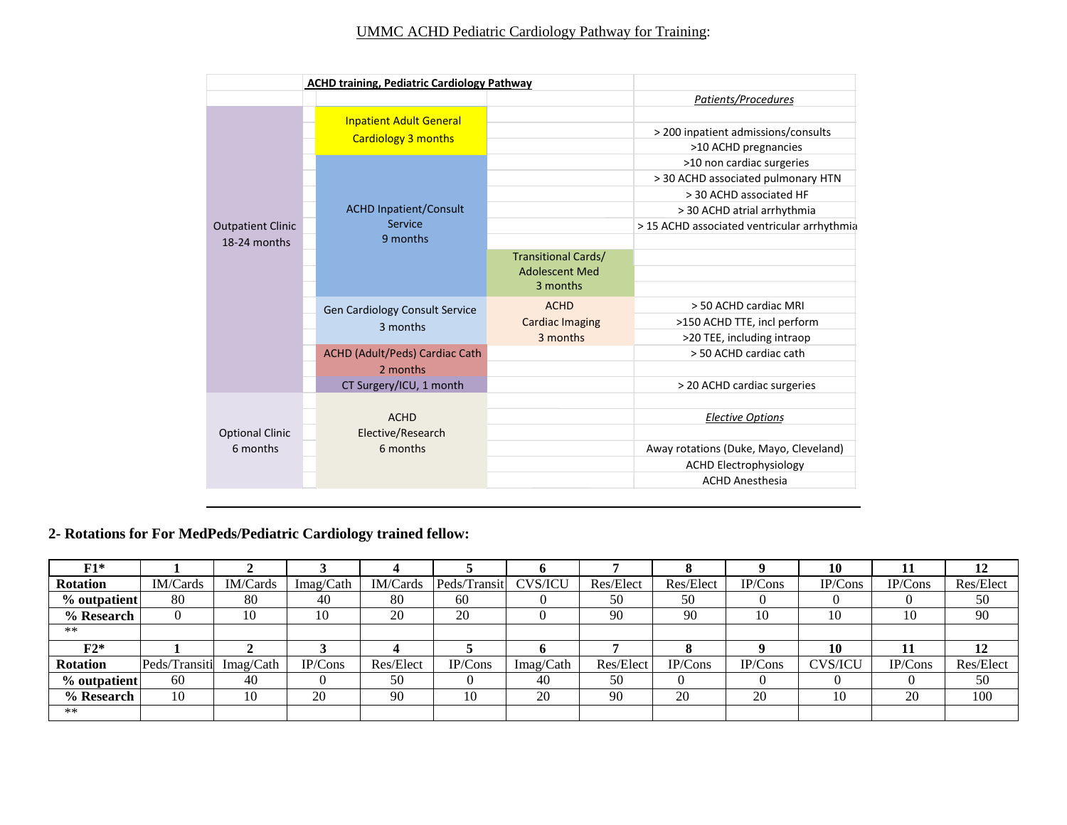UMMC ACHD Pediatric Cardiology Pathway for Training:

**ACHD training, Pediatric Cardiology Pathway**

| | | | *Patients/Procedures* |
|---|---|---|---|
| Outpatient Clinic 18-24 months | Inpatient Adult General Cardiology 3 months | | > 200 inpatient admissions/consults |
| | | | >10 ACHD pregnancies |
| | ACHD Inpatient/Consult Service 9 months | | >10 non cardiac surgeries |
| | | | > 30 ACHD associated pulmonary HTN |
| | | | > 30 ACHD associated HF |
| | | | > 30 ACHD atrial arrhythmia |
| | | | > 15 ACHD associated ventricular arrhythmia |
| | | Transitional Cards/ Adolescent Med 3 months | |
| | Gen Cardiology Consult Service 3 months | ACHD Cardiac Imaging 3 months | > 50 ACHD cardiac MRI |
| | | | >150 ACHD TTE, incl perform |
| | | | >20 TEE, including intraop |
| | ACHD (Adult/Peds) Cardiac Cath 2 months | | > 50 ACHD cardiac cath |
| | CT Surgery/ICU, 1 month | | > 20 ACHD cardiac surgeries |
| Optional Clinic 6 months | ACHD Elective/Research 6 months | | *Elective Options* |
| | | | Away rotations (Duke, Mayo, Cleveland) |
| | | | ACHD Electrophysiology |
| | | | ACHD Anesthesia |

**2- Rotations for For MedPeds/Pediatric Cardiology trained fellow:**

| **F1*** | **1** | **2** | **3** | **4** | **5** | **6** | **7** | **8** | **9** | **10** | **11** | **12** |
|---|---|---|---|---|---|---|---|---|---|---|---|---|
| **Rotation** | IM/Cards | IM/Cards | Imag/Cath | IM/Cards | Peds/Transit | CVS/ICU | Res/Elect | Res/Elect | IP/Cons | IP/Cons | IP/Cons | Res/Elect |
| **% outpatient** | 80 | 80 | 40 | 80 | 60 | 0 | 50 | 50 | 0 | 0 | 0 | 50 |
| **% Research** | 0 | 10 | 10 | 20 | 20 | 0 | 90 | 90 | 10 | 10 | 10 | 90 |
| ** | | | | | | | | | | | | |
| **F2*** | **1** | **2** | **3** | **4** | **5** | **6** | **7** | **8** | **9** | **10** | **11** | **12** |
| **Rotation** | Peds/Transiti | Imag/Cath | IP/Cons | Res/Elect | IP/Cons | Imag/Cath | Res/Elect | IP/Cons | IP/Cons | CVS/ICU | IP/Cons | Res/Elect |
| **% outpatient** | 60 | 40 | 0 | 50 | 0 | 40 | 50 | 0 | 0 | 0 | 0 | 50 |
| **% Research** | 10 | 10 | 20 | 90 | 10 | 20 | 90 | 20 | 20 | 10 | 20 | 100 |
| ** | | | | | | | | | | | | |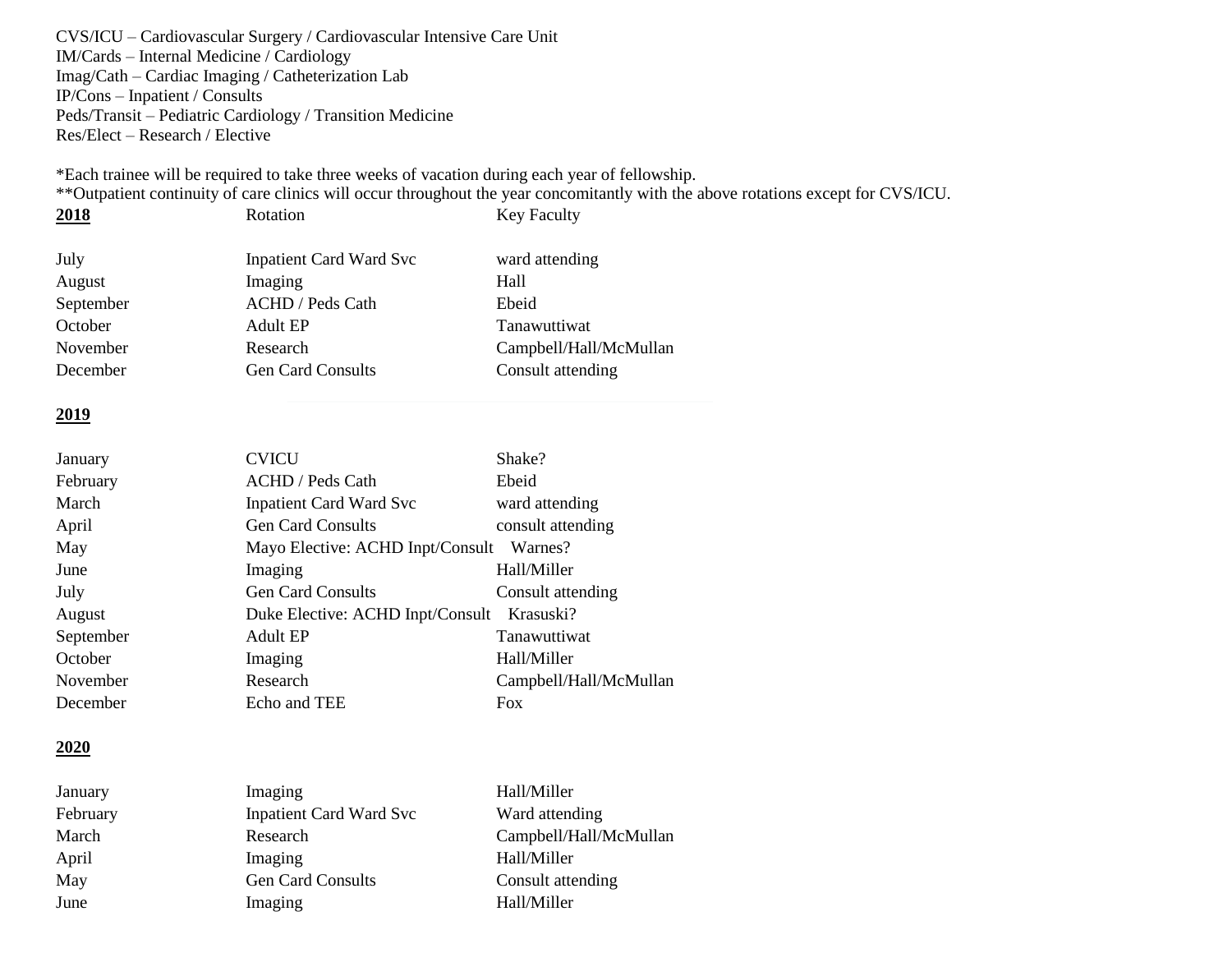CVS/ICU – Cardiovascular Surgery / Cardiovascular Intensive Care Unit
IM/Cards – Internal Medicine / Cardiology
Imag/Cath – Cardiac Imaging / Catheterization Lab
IP/Cons – Inpatient / Consults
Peds/Transit – Pediatric Cardiology / Transition Medicine
Res/Elect – Research / Elective

*Each trainee will be required to take three weeks of vacation during each year of fellowship.
**Outpatient continuity of care clinics will occur throughout the year concomitantly with the above rotations except for CVS/ICU.

| **2018** | Rotation | Key Faculty |
|---|---|---|
| July | Inpatient Card Ward Svc | ward attending |
| August | Imaging | Hall |
| September | ACHD / Peds Cath | Ebeid |
| October | Adult EP | Tanawuttiwat |
| November | Research | Campbell/Hall/McMullan |
| December | Gen Card Consults | Consult attending |

**2019**

| | | |
|---|---|---|
| January | CVICU | Shake? |
| February | ACHD / Peds Cath | Ebeid |
| March | Inpatient Card Ward Svc | ward attending |
| April | Gen Card Consults | consult attending |
| May | Mayo Elective: ACHD Inpt/Consult | Warnes? |
| June | Imaging | Hall/Miller |
| July | Gen Card Consults | Consult attending |
| August | Duke Elective: ACHD Inpt/Consult | Krasuski? |
| September | Adult EP | Tanawuttiwat |
| October | Imaging | Hall/Miller |
| November | Research | Campbell/Hall/McMullan |
| December | Echo and TEE | Fox |

**2020**

| | | |
|---|---|---|
| January | Imaging | Hall/Miller |
| February | Inpatient Card Ward Svc | Ward attending |
| March | Research | Campbell/Hall/McMullan |
| April | Imaging | Hall/Miller |
| May | Gen Card Consults | Consult attending |
| June | Imaging | Hall/Miller |